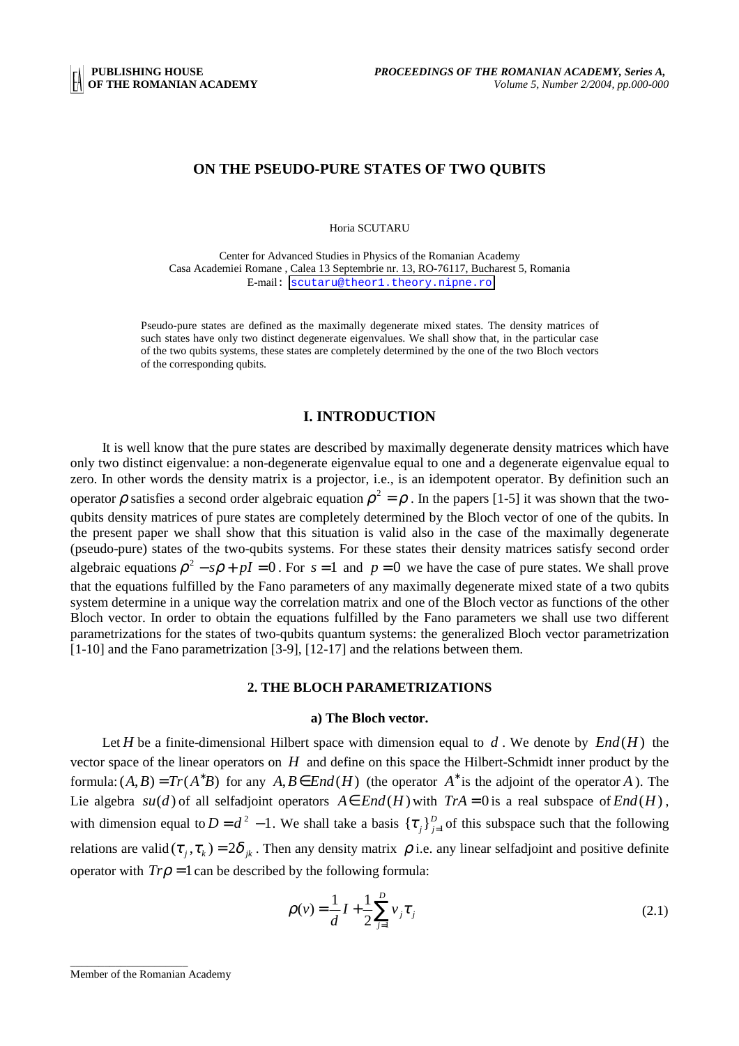# ON THE PSEUDO-PURE STATES OF TWO QUBITS

Horia SCUTARU

Center for Advanced Studies in Physics of the Romanian Academy
Casa Academiei Romane , Calea 13 Septembrie nr. 13, RO-76117, Bucharest 5, Romania
E-mail: scutaru@theor1.theory.nipne.ro

Pseudo-pure states are defined as the maximally degenerate mixed states. The density matrices of such states have only two distinct degenerate eigenvalues. We shall show that, in the particular case of the two qubits systems, these states are completely determined by the one of the two Bloch vectors of the corresponding qubits.

## I. INTRODUCTION

It is well know that the pure states are described by maximally degenerate density matrices which have only two distinct eigenvalue: a non-degenerate eigenvalue equal to one and a degenerate eigenvalue equal to zero. In other words the density matrix is a projector, i.e., is an idempotent operator. By definition such an operator $\rho$ satisfies a second order algebraic equation $\rho^2 = \rho$. In the papers [1-5] it was shown that the two-qubits density matrices of pure states are completely determined by the Bloch vector of one of the qubits. In the present paper we shall show that this situation is valid also in the case of the maximally degenerate (pseudo-pure) states of the two-qubits systems. For these states their density matrices satisfy second order algebraic equations $\rho^2 - s\rho + pI = 0$. For $s = 1$ and $p = 0$ we have the case of pure states. We shall prove that the equations fulfilled by the Fano parameters of any maximally degenerate mixed state of a two qubits system determine in a unique way the correlation matrix and one of the Bloch vector as functions of the other Bloch vector. In order to obtain the equations fulfilled by the Fano parameters we shall use two different parametrizations for the states of two-qubits quantum systems: the generalized Bloch vector parametrization [1-10] and the Fano parametrization [3-9], [12-17] and the relations between them.

## 2. THE BLOCH PARAMETRIZATIONS

### a) The Bloch vector.

Let $H$ be a finite-dimensional Hilbert space with dimension equal to $d$. We denote by $End(H)$ the vector space of the linear operators on $H$ and define on this space the Hilbert-Schmidt inner product by the formula: $(A,B) = Tr(A^* B)$ for any $A, B \in End(H)$ (the operator $A^*$ is the adjoint of the operator $A$). The Lie algebra $su(d)$ of all selfadjoint operators $A \in End(H)$ with $TrA = 0$ is a real subspace of $End(H)$, with dimension equal to $D = d^2 - 1$. We shall take a basis $\{\tau_j\}_{j=1}^{D}$ of this subspace such that the following relations are valid $(\tau_j, \tau_k) = 2\delta_{jk}$. Then any density matrix $\rho$ i.e. any linear selfadjoint and positive definite operator with $Tr\rho = 1$ can be described by the following formula:

$$\rho(v) = \frac{1}{d} I + \frac{1}{2} \sum_{j=1}^{D} v_j \tau_j \tag{2.1}$$

Member of the Romanian Academy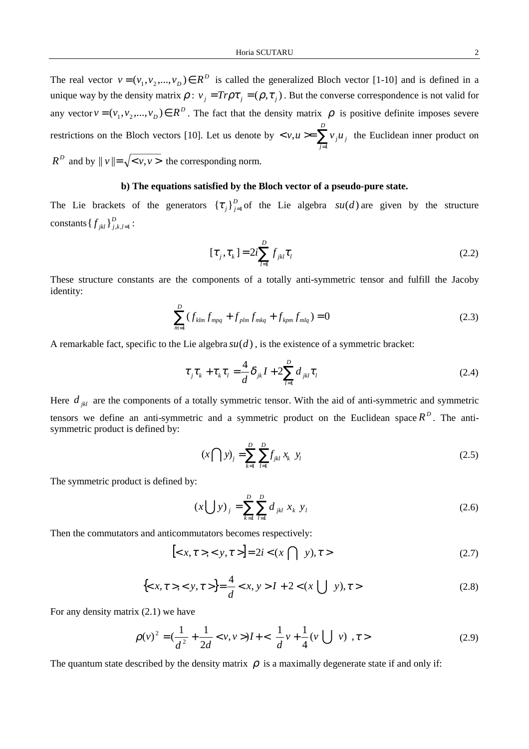The real vector $v = (v_1, v_2, ..., v_D) \in R^D$ is called the generalized Bloch vector [1-10] and is defined in a unique way by the density matrix $\rho$: $v_j = Tr\rho\tau_j = (\rho, \tau_j)$. But the converse correspondence is not valid for any vector $v = (v_1, v_2, ..., v_D) \in R^D$. The fact that the density matrix $\rho$ is positive definite imposes severe restrictions on the Bloch vectors [10]. Let us denote by $< v, u > = \sum_{j=1}^{D} v_j u_j$ the Euclidean inner product on $R^D$ and by $\| v \| = \sqrt{< v, v >}$ the corresponding norm.

**b) The equations satisfied by the Bloch vector of a pseudo-pure state.**

The Lie brackets of the generators $\{\tau_j\}_{j=1}^{D}$ of the Lie algebra $su(d)$ are given by the structure constants $\{f_{jkl}\}_{j,k,l=1}^{D}$:

$$[\tau_j, \tau_k] = 2i \sum_{l=1}^{D} f_{jkl} \tau_l \tag{2.2}$$

These structure constants are the components of a totally anti-symmetric tensor and fulfill the Jacoby identity:

$$\sum_{m=1}^{D} (f_{klm} f_{mpq} + f_{plm} f_{mkq} + f_{kpm} f_{mlq}) = 0 \tag{2.3}$$

A remarkable fact, specific to the Lie algebra $su(d)$, is the existence of a symmetric bracket:

$$\tau_j \tau_k + \tau_k \tau_l = \frac{4}{d} \delta_{jk} I + 2 \sum_{l=1}^{D} d_{jkl} \tau_l \tag{2.4}$$

Here $d_{jkl}$ are the components of a totally symmetric tensor. With the aid of anti-symmetric and symmetric tensors we define an anti-symmetric and a symmetric product on the Euclidean space $R^D$. The anti-symmetric product is defined by:

$$(x \bigcap y)_j = \sum_{k=1}^{D} \sum_{l=1}^{D} f_{jkl} \, x_k \, y_l \tag{2.5}$$

The symmetric product is defined by:

$$(x \bigcup y)_j = \sum_{k=1}^{D} \sum_{l=1}^{D} d_{jkl} \, x_k \, y_l \tag{2.6}$$

Then the commutators and anticommutators becomes respectively:

$$\left[ < x, \tau >, < y, \tau > \right] = 2i < (x \bigcap y), \tau > \tag{2.7}$$

$$\left\{ < x, \tau >, < y, \tau > \right\} = \frac{4}{d} < x, y > I + 2 < (x \bigcup y), \tau > \tag{2.8}$$

For any density matrix (2.1) we have

$$\rho(v)^2 = \left(\frac{1}{d^2} + \frac{1}{2d} < v, v >\right) I + < \frac{1}{d} v + \frac{1}{4} (v \bigcup v) \, , \tau > \tag{2.9}$$

The quantum state described by the density matrix $\rho$ is a maximally degenerate state if and only if: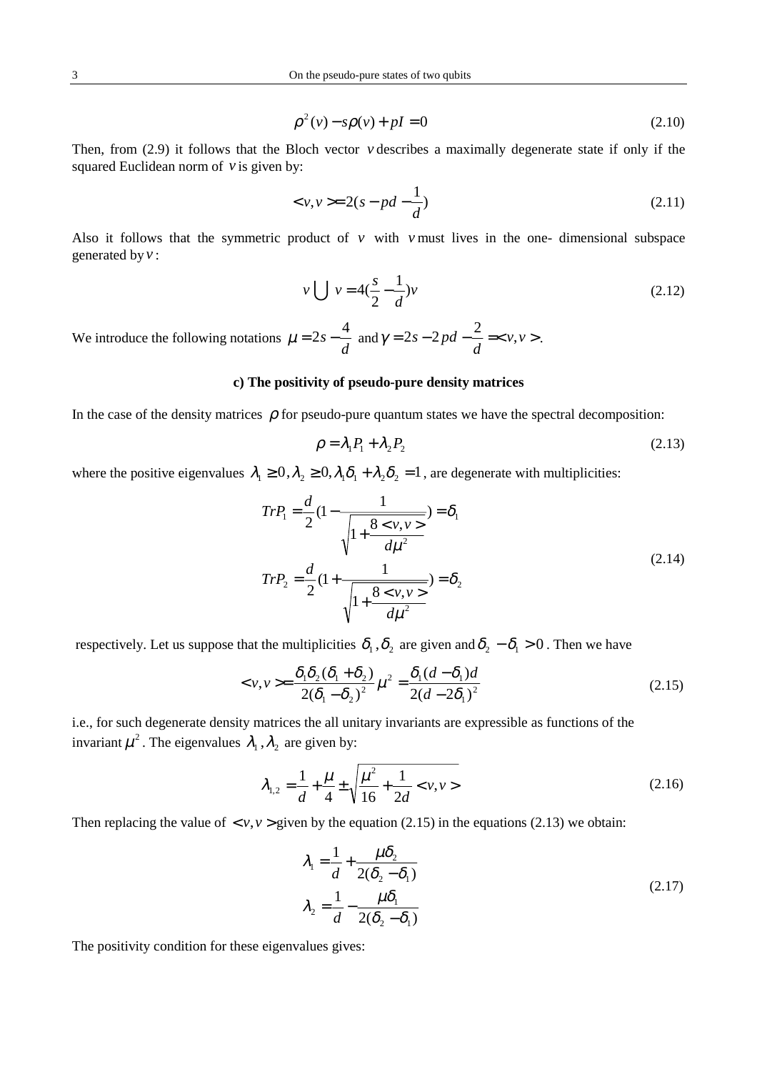$$\rho^2(v) - s\rho(v) + pI = 0 \tag{2.10}$$

Then, from (2.9) it follows that the Bloch vector $v$ describes a maximally degenerate state if only if the squared Euclidean norm of $v$ is given by:

$$<v,v> = 2(s - pd - \frac{1}{d}) \tag{2.11}$$

Also it follows that the symmetric product of $v$ with $v$ must lives in the one- dimensional subspace generated by $v$:

$$v \bigcup v = 4(\frac{s}{2} - \frac{1}{d})v \tag{2.12}$$

We introduce the following notations $\mu = 2s - \frac{4}{d}$ and $\gamma = 2s - 2pd - \frac{2}{d} = <v,v>$.

**c) The positivity of pseudo-pure density matrices**

In the case of the density matrices $\rho$ for pseudo-pure quantum states we have the spectral decomposition:

$$\rho = \lambda_1 P_1 + \lambda_2 P_2 \tag{2.13}$$

where the positive eigenvalues $\lambda_1 \geq 0, \lambda_2 \geq 0, \lambda_1\delta_1 + \lambda_2\delta_2 = 1$, are degenerate with multiplicities:

$$\begin{aligned} TrP_1 &= \frac{d}{2}\left(1 - \frac{1}{\sqrt{1 + \frac{8<v,v>}{d\mu^2}}}\right) = \delta_1 \\ TrP_2 &= \frac{d}{2}\left(1 + \frac{1}{\sqrt{1 + \frac{8<v,v>}{d\mu^2}}}\right) = \delta_2 \end{aligned} \tag{2.14}$$

respectively. Let us suppose that the multiplicities $\delta_1, \delta_2$ are given and $\delta_2 - \delta_1 > 0$. Then we have

$$<v,v> = \frac{\delta_1\delta_2(\delta_1 + \delta_2)}{2(\delta_1 - \delta_2)^2}\mu^2 = \frac{\delta_1(d - \delta_1)d}{2(d - 2\delta_1)^2} \tag{2.15}$$

i.e., for such degenerate density matrices the all unitary invariants are expressible as functions of the invariant $\mu^2$. The eigenvalues $\lambda_1, \lambda_2$ are given by:

$$\lambda_{1,2} = \frac{1}{d} + \frac{\mu}{4} \pm \sqrt{\frac{\mu^2}{16} + \frac{1}{2d}<v,v>} \tag{2.16}$$

Then replacing the value of $<v,v>$ given by the equation (2.15) in the equations (2.13) we obtain:

$$\begin{aligned} \lambda_1 &= \frac{1}{d} + \frac{\mu\delta_2}{2(\delta_2 - \delta_1)} \\ \lambda_2 &= \frac{1}{d} - \frac{\mu\delta_1}{2(\delta_2 - \delta_1)} \end{aligned} \tag{2.17}$$

The positivity condition for these eigenvalues gives: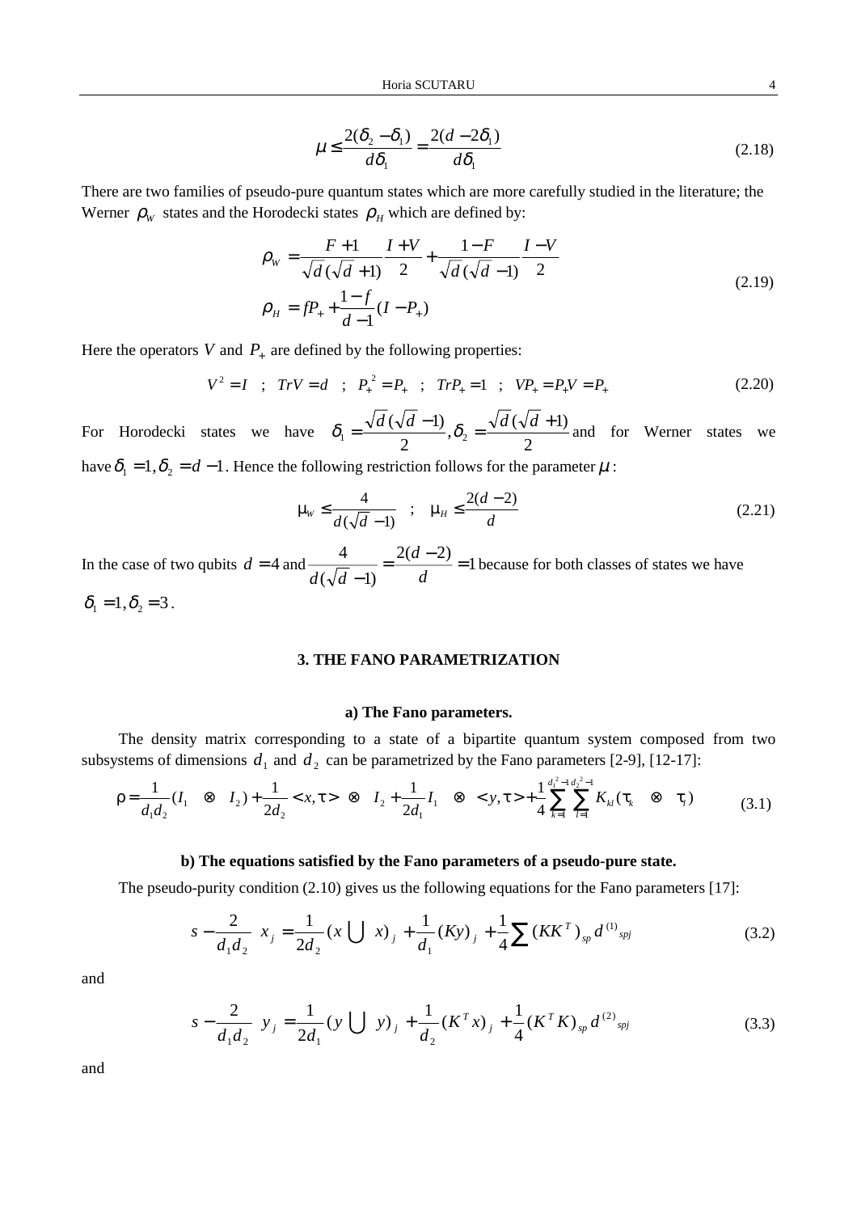$$\mu \le \frac{2(\delta_2 - \delta_1)}{d\delta_1} = \frac{2(d - 2\delta_1)}{d\delta_1} \tag{2.18}$$

There are two families of pseudo-pure quantum states which are more carefully studied in the literature; the Werner $\rho_W$ states and the Horodecki states $\rho_H$ which are defined by:

$$\begin{aligned} \rho_W &= \frac{F+1}{\sqrt{d}(\sqrt{d}+1)} \frac{I+V}{2} + \frac{1-F}{\sqrt{d}(\sqrt{d}-1)} \frac{I-V}{2} \\ \rho_H &= fP_+ + \frac{1-f}{d-1}(I - P_+) \end{aligned} \tag{2.19}$$

Here the operators $V$ and $P_+$ are defined by the following properties:

$$V^2 = I \quad ; \quad TrV = d \quad ; \quad P_+^{\,2} = P_+ \quad ; \quad TrP_+ = 1 \quad ; \quad VP_+ = P_+V = P_+ \tag{2.20}$$

For Horodecki states we have $\delta_1 = \frac{\sqrt{d}(\sqrt{d}-1)}{2}, \delta_2 = \frac{\sqrt{d}(\sqrt{d}+1)}{2}$ and for Werner states we have $\delta_1 = 1, \delta_2 = d-1$. Hence the following restriction follows for the parameter $\mu$:

$$\mu_W \le \frac{4}{d(\sqrt{d}-1)} \quad ; \quad \mu_H \le \frac{2(d-2)}{d} \tag{2.21}$$

In the case of two qubits $d = 4$ and $\frac{4}{d(\sqrt{d}-1)} = \frac{2(d-2)}{d} = 1$ because for both classes of states we have $\delta_1 = 1, \delta_2 = 3$.

## 3. THE FANO PARAMETRIZATION

### a) The Fano parameters.

The density matrix corresponding to a state of a bipartite quantum system composed from two subsystems of dimensions $d_1$ and $d_2$ can be parametrized by the Fano parameters [2-9], [12-17]:

$$\rho = \frac{1}{d_1 d_2}(I_1 \otimes I_2) + \frac{1}{2d_2} < x, \tau > \otimes I_2 + \frac{1}{2d_1} I_1 \otimes < y, \tau > + \frac{1}{4} \sum_{k=1}^{d_1^2-1} \sum_{l=1}^{d_2^2-1} K_{kl}(\tau_k \otimes \tau_l) \tag{3.1}$$

### b) The equations satisfied by the Fano parameters of a pseudo-pure state.

The pseudo-purity condition (2.10) gives us the following equations for the Fano parameters [17]:

$$\left(s - \frac{2}{d_1 d_2}\right) x_j = \frac{1}{2d_2}(x \bigcup x)_j + \frac{1}{d_1}(Ky)_j + \frac{1}{4} \sum (KK^T)_{sp} d^{(1)}{}_{spj} \tag{3.2}$$

and

$$\left(s - \frac{2}{d_1 d_2}\right) y_j = \frac{1}{2d_1}(y \bigcup y)_j + \frac{1}{d_2}(K^T x)_j + \frac{1}{4}(K^T K)_{sp} d^{(2)}{}_{spj} \tag{3.3}$$

and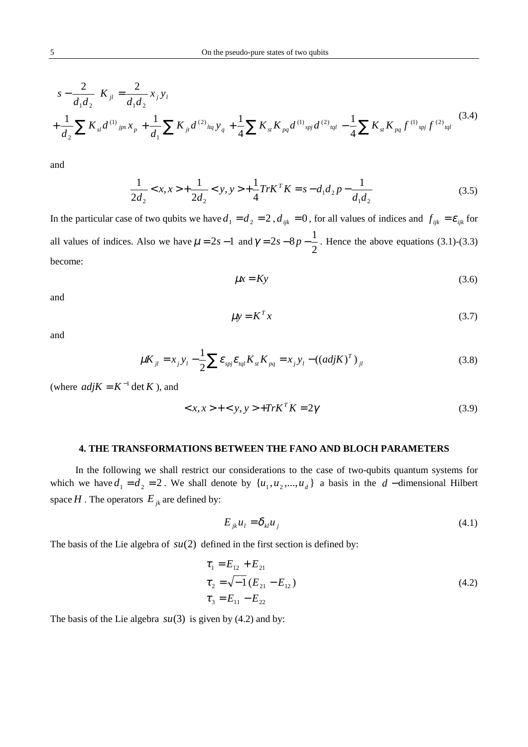$$
\begin{aligned}
&\left(s-\frac{2}{d_1 d_2}\right) K_{jl} = \frac{2}{d_1 d_2} x_j y_l \\
&+\frac{1}{d_2}\sum K_{sl} d^{(1)}{}_{jps} x_p + \frac{1}{d_1}\sum K_{jt} d^{(2)}{}_{ltq} y_q + \frac{1}{4}\sum K_{st} K_{pq} d^{(1)}{}_{spj} d^{(2)}{}_{tql} - \frac{1}{4}\sum K_{st} K_{pq} f^{(1)}{}_{spj} f^{(2)}{}_{tql}
\end{aligned}
\tag{3.4}
$$

and

$$
\frac{1}{2d_2} < x, x > + \frac{1}{2d_2} < y, y > + \frac{1}{4} Tr K^T K = s - d_1 d_2 p - \frac{1}{d_1 d_2} \tag{3.5}
$$

In the particular case of two qubits we have $d_1 = d_2 = 2$ , $d_{ijk} = 0$ , for all values of indices and $f_{ijk} = \varepsilon_{ijk}$ for all values of indices. Also we have $\mu = 2s - 1$ and $\gamma = 2s - 8p - \frac{1}{2}$ . Hence the above equations (3.1)-(3.3) become:

$$
\mu x = K y \tag{3.6}
$$

and

$$
\mu y = K^T x \tag{3.7}
$$

and

$$
\mu K_{jl} = x_j y_l - \frac{1}{2}\sum \varepsilon_{spj} \varepsilon_{tql} K_{st} K_{pq} = x_j y_l - ((adj K)^T)_{jl} \tag{3.8}
$$

(where $adj K = K^{-1} \det K$ ), and

$$
< x, x > + < y, y > + Tr K^T K = 2\gamma \tag{3.9}
$$

### 4. THE TRANSFORMATIONS BETWEEN THE FANO AND BLOCH PARAMETERS

In the following we shall restrict our considerations to the case of two-qubits quantum systems for which we have $d_1 = d_2 = 2$ . We shall denote by $\{u_1, u_2, ..., u_d\}$ a basis in the $d$ −dimensional Hilbert space $H$ . The operators $E_{jk}$ are defined by:

$$
E_{jk} u_l = \delta_{kl} u_j \tag{4.1}
$$

The basis of the Lie algebra of $su(2)$ defined in the first section is defined by:

$$
\begin{aligned}
\tau_1 &= E_{12} + E_{21} \\
\tau_2 &= \sqrt{-1}(E_{21} - E_{12}) \\
\tau_3 &= E_{11} - E_{22}
\end{aligned}
\tag{4.2}
$$

The basis of the Lie algebra $su(3)$ is given by (4.2) and by: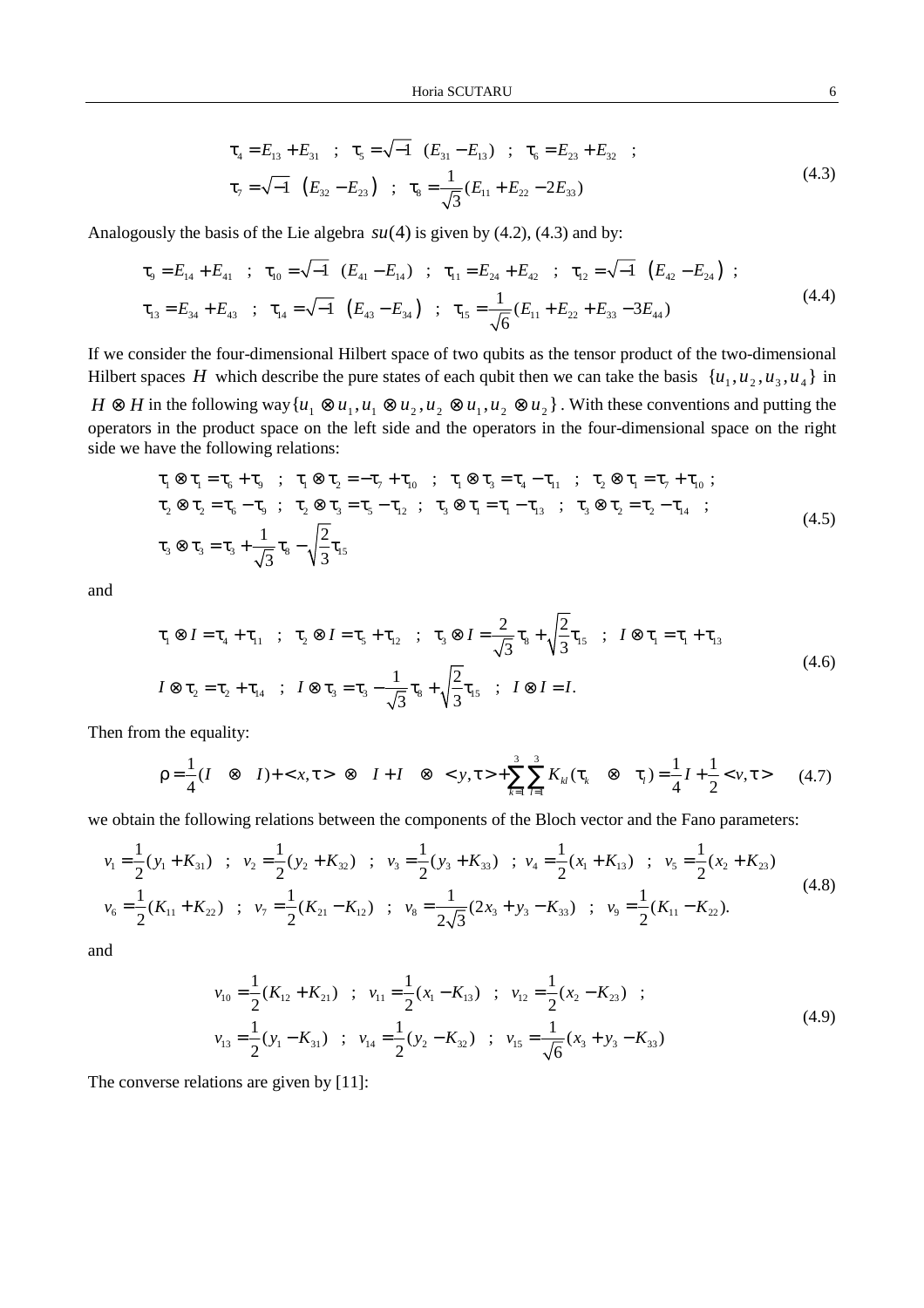$$\tau_4 = E_{13} + E_{31} \quad ; \quad \tau_5 = \sqrt{-1} \ \ (E_{31} - E_{13}) \quad ; \quad \tau_6 = E_{23} + E_{32} \quad ;$$
$$\tau_7 = \sqrt{-1} \ \left(E_{32} - E_{23}\right) \quad ; \quad \tau_8 = \frac{1}{\sqrt{3}}(E_{11} + E_{22} - 2E_{33}) \tag{4.3}$$

Analogously the basis of the Lie algebra $su(4)$ is given by (4.2), (4.3) and by:

$$\tau_9 = E_{14} + E_{41} \quad ; \quad \tau_{10} = \sqrt{-1} \ \ (E_{41} - E_{14}) \quad ; \quad \tau_{11} = E_{24} + E_{42} \quad ; \quad \tau_{12} = \sqrt{-1} \ \left(E_{42} - E_{24}\right) \ ;$$
$$\tau_{13} = E_{34} + E_{43} \quad ; \quad \tau_{14} = \sqrt{-1} \ \left(E_{43} - E_{34}\right) \quad ; \quad \tau_{15} = \frac{1}{\sqrt{6}}(E_{11} + E_{22} + E_{33} - 3E_{44}) \tag{4.4}$$

If we consider the four-dimensional Hilbert space of two qubits as the tensor product of the two-dimensional Hilbert spaces $H$ which describe the pure states of each qubit then we can take the basis $\{u_1, u_2, u_3, u_4\}$ in $H \otimes H$ in the following way $\{u_1 \otimes u_1, u_1 \otimes u_2, u_2 \otimes u_1, u_2 \otimes u_2\}$. With these conventions and putting the operators in the product space on the left side and the operators in the four-dimensional space on the right side we have the following relations:

$$\tau_1 \otimes \tau_1 = \tau_6 + \tau_9 \quad ; \quad \tau_1 \otimes \tau_2 = -\tau_7 + \tau_{10} \quad ; \quad \tau_1 \otimes \tau_3 = \tau_4 - \tau_{11} \quad ; \quad \tau_2 \otimes \tau_1 = \tau_7 + \tau_{10} \ ;$$
$$\tau_2 \otimes \tau_2 = \tau_6 - \tau_9 \quad ; \quad \tau_2 \otimes \tau_3 = \tau_5 - \tau_{12} \quad ; \quad \tau_3 \otimes \tau_1 = \tau_1 - \tau_{13} \quad ; \quad \tau_3 \otimes \tau_2 = \tau_2 - \tau_{14} \quad ;$$
$$\tau_3 \otimes \tau_3 = \tau_3 + \frac{1}{\sqrt{3}}\tau_8 - \sqrt{\frac{2}{3}}\tau_{15} \tag{4.5}$$

and

$$\tau_1 \otimes I = \tau_4 + \tau_{11} \quad ; \quad \tau_2 \otimes I = \tau_5 + \tau_{12} \quad ; \quad \tau_3 \otimes I = \frac{2}{\sqrt{3}}\tau_8 + \sqrt{\frac{2}{3}}\tau_{15} \quad ; \quad I \otimes \tau_1 = \tau_1 + \tau_{13}$$
$$I \otimes \tau_2 = \tau_2 + \tau_{14} \quad ; \quad I \otimes \tau_3 = \tau_3 - \frac{1}{\sqrt{3}}\tau_8 + \sqrt{\frac{2}{3}}\tau_{15} \quad ; \quad I \otimes I = I. \tag{4.6}$$

Then from the equality:

$$\rho = \frac{1}{4}(I \otimes I) + \langle x, \tau \rangle \otimes I + I \otimes \langle y, \tau \rangle + \sum_{k=1}^{3}\sum_{l=1}^{3} K_{kl}(\tau_k \otimes \tau_l) = \frac{1}{4}I + \frac{1}{2}\langle v, \tau \rangle \tag{4.7}$$

we obtain the following relations between the components of the Bloch vector and the Fano parameters:

$$v_1 = \frac{1}{2}(y_1 + K_{31}) \quad ; \quad v_2 = \frac{1}{2}(y_2 + K_{32}) \quad ; \quad v_3 = \frac{1}{2}(y_3 + K_{33}) \quad ; \ v_4 = \frac{1}{2}(x_1 + K_{13}) \quad ; \quad v_5 = \frac{1}{2}(x_2 + K_{23})$$
$$v_6 = \frac{1}{2}(K_{11} + K_{22}) \quad ; \quad v_7 = \frac{1}{2}(K_{21} - K_{12}) \quad ; \quad v_8 = \frac{1}{2\sqrt{3}}(2x_3 + y_3 - K_{33}) \quad ; \quad v_9 = \frac{1}{2}(K_{11} - K_{22}). \tag{4.8}$$

and

$$v_{10} = \frac{1}{2}(K_{12} + K_{21}) \quad ; \quad v_{11} = \frac{1}{2}(x_1 - K_{13}) \quad ; \quad v_{12} = \frac{1}{2}(x_2 - K_{23}) \quad ;$$
$$v_{13} = \frac{1}{2}(y_1 - K_{31}) \quad ; \quad v_{14} = \frac{1}{2}(y_2 - K_{32}) \quad ; \quad v_{15} = \frac{1}{\sqrt{6}}(x_3 + y_3 - K_{33}) \tag{4.9}$$

The converse relations are given by [11]: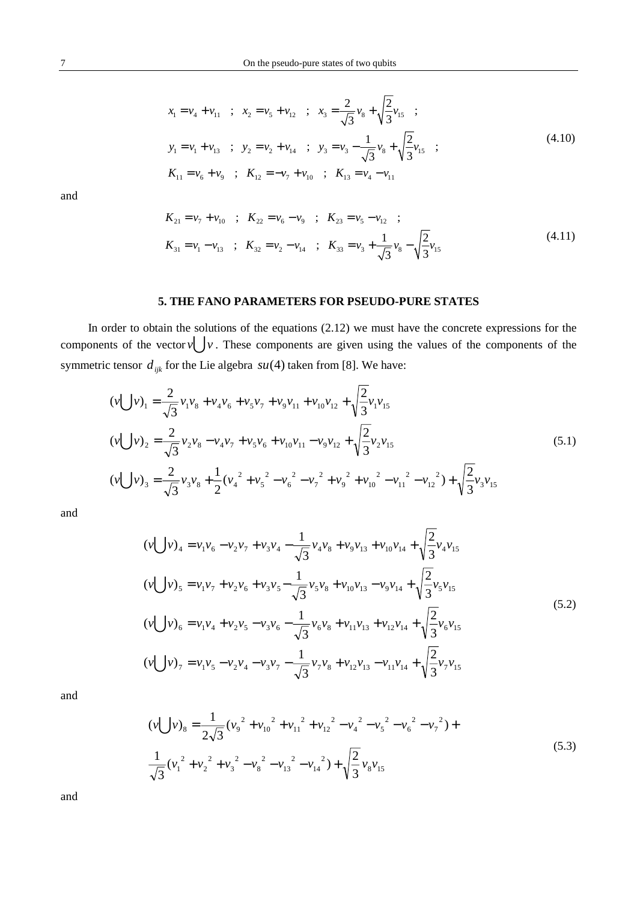$$x_1 = v_4 + v_{11} \quad ; \quad x_2 = v_5 + v_{12} \quad ; \quad x_3 = \frac{2}{\sqrt{3}} v_8 + \sqrt{\frac{2}{3}} v_{15} \quad ;$$
$$y_1 = v_1 + v_{13} \quad ; \quad y_2 = v_2 + v_{14} \quad ; \quad y_3 = v_3 - \frac{1}{\sqrt{3}} v_8 + \sqrt{\frac{2}{3}} v_{15} \quad ; \tag{4.10}$$
$$K_{11} = v_6 + v_9 \quad ; \quad K_{12} = -v_7 + v_{10} \quad ; \quad K_{13} = v_4 - v_{11}$$

and

$$K_{21} = v_7 + v_{10} \quad ; \quad K_{22} = v_6 - v_9 \quad ; \quad K_{23} = v_5 - v_{12} \quad ;$$
$$K_{31} = v_1 - v_{13} \quad ; \quad K_{32} = v_2 - v_{14} \quad ; \quad K_{33} = v_3 + \frac{1}{\sqrt{3}} v_8 - \sqrt{\frac{2}{3}} v_{15} \tag{4.11}$$

## 5. THE FANO PARAMETERS FOR PSEUDO-PURE STATES

In order to obtain the solutions of the equations (2.12) we must have the concrete expressions for the components of the vector $v \bigcup v$. These components are given using the values of the components of the symmetric tensor $d_{ijk}$ for the Lie algebra $su(4)$ taken from [8]. We have:

$$(v \bigcup v)_1 = \frac{2}{\sqrt{3}} v_1 v_8 + v_4 v_6 + v_5 v_7 + v_9 v_{11} + v_{10} v_{12} + \sqrt{\frac{2}{3}} v_1 v_{15}$$
$$(v \bigcup v)_2 = \frac{2}{\sqrt{3}} v_2 v_8 - v_4 v_7 + v_5 v_6 + v_{10} v_{11} - v_9 v_{12} + \sqrt{\frac{2}{3}} v_2 v_{15} \tag{5.1}$$
$$(v \bigcup v)_3 = \frac{2}{\sqrt{3}} v_3 v_8 + \frac{1}{2}(v_4^{\,2} + v_5^{\,2} - v_6^{\,2} - v_7^{\,2} + v_9^{\,2} + v_{10}^{\,2} - v_{11}^{\,2} - v_{12}^{\,2}) + \sqrt{\frac{2}{3}} v_3 v_{15}$$

and

$$(v \bigcup v)_4 = v_1 v_6 - v_2 v_7 + v_3 v_4 - \frac{1}{\sqrt{3}} v_4 v_8 + v_9 v_{13} + v_{10} v_{14} + \sqrt{\frac{2}{3}} v_4 v_{15}$$
$$(v \bigcup v)_5 = v_1 v_7 + v_2 v_6 + v_3 v_5 - \frac{1}{\sqrt{3}} v_5 v_8 + v_{10} v_{13} - v_9 v_{14} + \sqrt{\frac{2}{3}} v_5 v_{15}$$
$$(v \bigcup v)_6 = v_1 v_4 + v_2 v_5 - v_3 v_6 - \frac{1}{\sqrt{3}} v_6 v_8 + v_{11} v_{13} + v_{12} v_{14} + \sqrt{\frac{2}{3}} v_6 v_{15} \tag{5.2}$$
$$(v \bigcup v)_7 = v_1 v_5 - v_2 v_4 - v_3 v_7 - \frac{1}{\sqrt{3}} v_7 v_8 + v_{12} v_{13} - v_{11} v_{14} + \sqrt{\frac{2}{3}} v_7 v_{15}$$

and

$$(v \bigcup v)_8 = \frac{1}{2\sqrt{3}} (v_9^{\,2} + v_{10}^{\,2} + v_{11}^{\,2} + v_{12}^{\,2} - v_4^{\,2} - v_5^{\,2} - v_6^{\,2} - v_7^{\,2}) +$$
$$\frac{1}{\sqrt{3}} (v_1^{\,2} + v_2^{\,2} + v_3^{\,2} - v_8^{\,2} - v_{13}^{\,2} - v_{14}^{\,2}) + \sqrt{\frac{2}{3}} v_8 v_{15} \tag{5.3}$$

and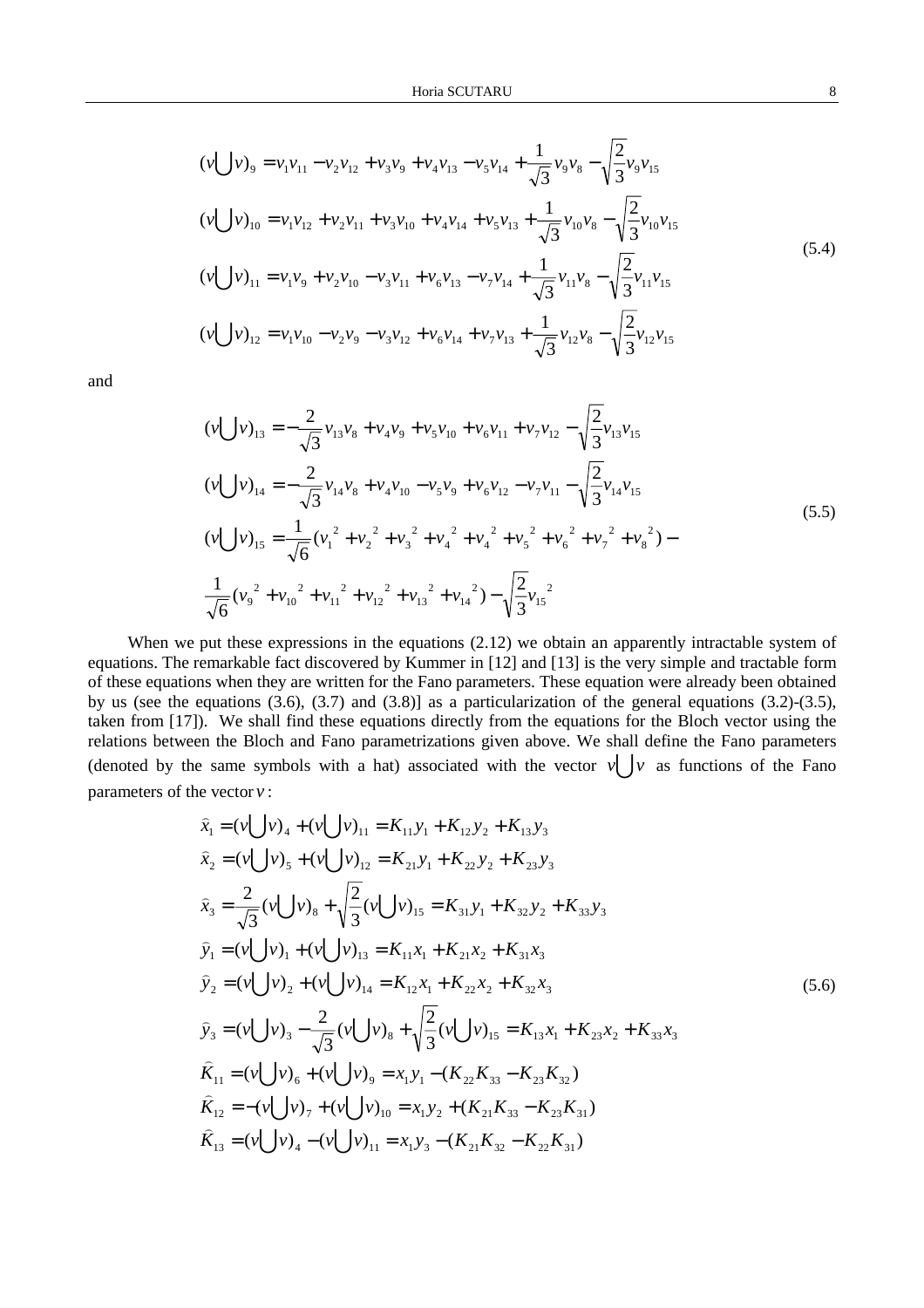$$
\begin{aligned}
(v\bigcup v)_9 &= v_1v_{11} - v_2v_{12} + v_3v_9 + v_4v_{13} - v_5v_{14} + \frac{1}{\sqrt{3}}v_9v_8 - \sqrt{\frac{2}{3}}v_9v_{15} \\
(v\bigcup v)_{10} &= v_1v_{12} + v_2v_{11} + v_3v_{10} + v_4v_{14} + v_5v_{13} + \frac{1}{\sqrt{3}}v_{10}v_8 - \sqrt{\frac{2}{3}}v_{10}v_{15} \\
(v\bigcup v)_{11} &= v_1v_9 + v_2v_{10} - v_3v_{11} + v_6v_{13} - v_7v_{14} + \frac{1}{\sqrt{3}}v_{11}v_8 - \sqrt{\frac{2}{3}}v_{11}v_{15} \\
(v\bigcup v)_{12} &= v_1v_{10} - v_2v_9 - v_3v_{12} + v_6v_{14} + v_7v_{13} + \frac{1}{\sqrt{3}}v_{12}v_8 - \sqrt{\frac{2}{3}}v_{12}v_{15}
\end{aligned}
\tag{5.4}
$$

and

$$
\begin{aligned}
(v\bigcup v)_{13} &= -\frac{2}{\sqrt{3}}v_{13}v_8 + v_4v_9 + v_5v_{10} + v_6v_{11} + v_7v_{12} - \sqrt{\frac{2}{3}}v_{13}v_{15} \\
(v\bigcup v)_{14} &= -\frac{2}{\sqrt{3}}v_{14}v_8 + v_4v_{10} - v_5v_9 + v_6v_{12} - v_7v_{11} - \sqrt{\frac{2}{3}}v_{14}v_{15} \\
(v\bigcup v)_{15} &= \frac{1}{\sqrt{6}}(v_1^{\,2} + v_2^{\,2} + v_3^{\,2} + v_4^{\,2} + v_4^{\,2} + v_5^{\,2} + v_6^{\,2} + v_7^{\,2} + v_8^{\,2}) - \\
&\frac{1}{\sqrt{6}}(v_9^{\,2} + v_{10}^{\,2} + v_{11}^{\,2} + v_{12}^{\,2} + v_{13}^{\,2} + v_{14}^{\,2}) - \sqrt{\frac{2}{3}}v_{15}^{\,2}
\end{aligned}
\tag{5.5}
$$

When we put these expressions in the equations (2.12) we obtain an apparently intractable system of equations. The remarkable fact discovered by Kummer in [12] and [13] is the very simple and tractable form of these equations when they are written for the Fano parameters. These equation were already been obtained by us (see the equations (3.6), (3.7) and (3.8)] as a particularization of the general equations (3.2)-(3.5), taken from [17]). We shall find these equations directly from the equations for the Bloch vector using the relations between the Bloch and Fano parametrizations given above. We shall define the Fano parameters (denoted by the same symbols with a hat) associated with the vector $v\bigcup v$ as functions of the Fano parameters of the vector $v$:

$$
\begin{aligned}
\hat{x}_1 &= (v\bigcup v)_4 + (v\bigcup v)_{11} = K_{11}y_1 + K_{12}y_2 + K_{13}y_3 \\
\hat{x}_2 &= (v\bigcup v)_5 + (v\bigcup v)_{12} = K_{21}y_1 + K_{22}y_2 + K_{23}y_3 \\
\hat{x}_3 &= \frac{2}{\sqrt{3}}(v\bigcup v)_8 + \sqrt{\frac{2}{3}}(v\bigcup v)_{15} = K_{31}y_1 + K_{32}y_2 + K_{33}y_3 \\
\hat{y}_1 &= (v\bigcup v)_1 + (v\bigcup v)_{13} = K_{11}x_1 + K_{21}x_2 + K_{31}x_3 \\
\hat{y}_2 &= (v\bigcup v)_2 + (v\bigcup v)_{14} = K_{12}x_1 + K_{22}x_2 + K_{32}x_3 \\
\hat{y}_3 &= (v\bigcup v)_3 - \frac{2}{\sqrt{3}}(v\bigcup v)_8 + \sqrt{\frac{2}{3}}(v\bigcup v)_{15} = K_{13}x_1 + K_{23}x_2 + K_{33}x_3 \\
\hat{K}_{11} &= (v\bigcup v)_6 + (v\bigcup v)_9 = x_1y_1 - (K_{22}K_{33} - K_{23}K_{32}) \\
\hat{K}_{12} &= -(v\bigcup v)_7 + (v\bigcup v)_{10} = x_1y_2 + (K_{21}K_{33} - K_{23}K_{31}) \\
\hat{K}_{13} &= (v\bigcup v)_4 - (v\bigcup v)_{11} = x_1y_3 - (K_{21}K_{32} - K_{22}K_{31})
\end{aligned}
\tag{5.6}
$$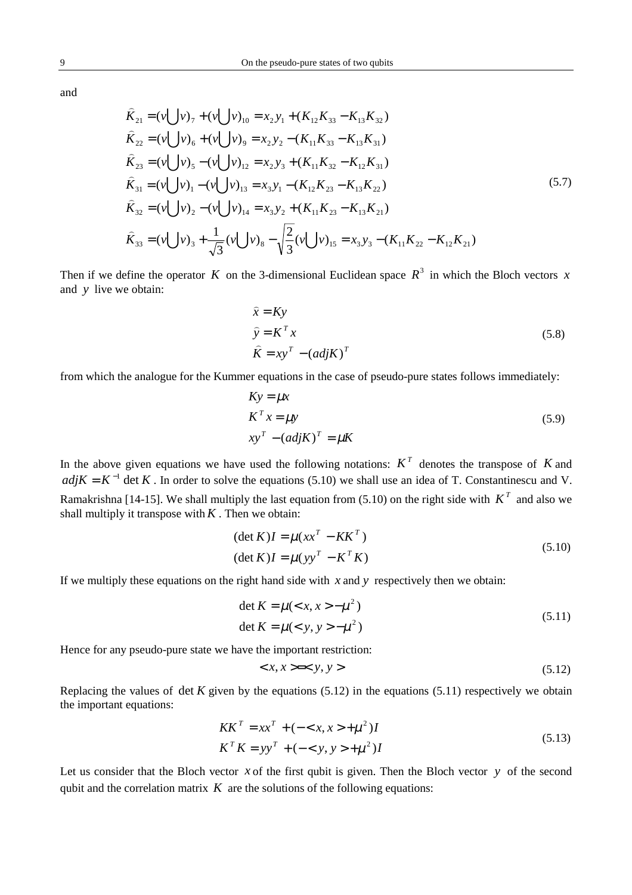and

$$
\begin{aligned}
\widehat{K}_{21} &= (v\bigcup v)_7 + (v\bigcup v)_{10} = x_2 y_1 + (K_{12}K_{33} - K_{13}K_{32}) \\
\widehat{K}_{22} &= (v\bigcup v)_6 + (v\bigcup v)_9 = x_2 y_2 - (K_{11}K_{33} - K_{13}K_{31}) \\
\widehat{K}_{23} &= (v\bigcup v)_5 - (v\bigcup v)_{12} = x_2 y_3 + (K_{11}K_{32} - K_{12}K_{31}) \\
\widehat{K}_{31} &= (v\bigcup v)_1 - (v\bigcup v)_{13} = x_3 y_1 - (K_{12}K_{23} - K_{13}K_{22}) \\
\widehat{K}_{32} &= (v\bigcup v)_2 - (v\bigcup v)_{14} = x_3 y_2 + (K_{11}K_{23} - K_{13}K_{21}) \\
\widehat{K}_{33} &= (v\bigcup v)_3 + \frac{1}{\sqrt{3}}(v\bigcup v)_8 - \sqrt{\frac{2}{3}}(v\bigcup v)_{15} = x_3 y_3 - (K_{11}K_{22} - K_{12}K_{21})
\end{aligned}
\tag{5.7}
$$

Then if we define the operator $K$ on the 3-dimensional Euclidean space $R^3$ in which the Bloch vectors $x$ and $y$ live we obtain:

$$
\begin{aligned}
\widehat{x} &= Ky \\
\widehat{y} &= K^T x \\
\widehat{K} &= xy^T - (adjK)^T
\end{aligned}
\tag{5.8}
$$

from which the analogue for the Kummer equations in the case of pseudo-pure states follows immediately:

$$
\begin{aligned}
Ky &= \mu x \\
K^T x &= \mu y \\
xy^T - (adjK)^T &= \mu K
\end{aligned}
\tag{5.9}
$$

In the above given equations we have used the following notations: $K^T$ denotes the transpose of $K$ and $adjK = K^{-1}\det K$. In order to solve the equations (5.10) we shall use an idea of T. Constantinescu and V. Ramakrishna [14-15]. We shall multiply the last equation from (5.10) on the right side with $K^T$ and also we shall multiply it transpose with $K$. Then we obtain:

$$
\begin{aligned}
(\det K)I &= \mu(xx^T - KK^T) \\
(\det K)I &= \mu(yy^T - K^T K)
\end{aligned}
\tag{5.10}
$$

If we multiply these equations on the right hand side with $x$ and $y$ respectively then we obtain:

$$
\begin{aligned}
\det K &= \mu(<x,x> - \mu^2) \\
\det K &= \mu(<y,y> - \mu^2)
\end{aligned}
\tag{5.11}
$$

Hence for any pseudo-pure state we have the important restriction:

$$
<x,x> = <y,y> \tag{5.12}
$$

Replacing the values of $\det K$ given by the equations (5.12) in the equations (5.11) respectively we obtain the important equations:

$$
\begin{aligned}
KK^T &= xx^T + (-<x,x> + \mu^2)I \\
K^T K &= yy^T + (-<y,y> + \mu^2)I
\end{aligned}
\tag{5.13}
$$

Let us consider that the Bloch vector $x$ of the first qubit is given. Then the Bloch vector $y$ of the second qubit and the correlation matrix $K$ are the solutions of the following equations: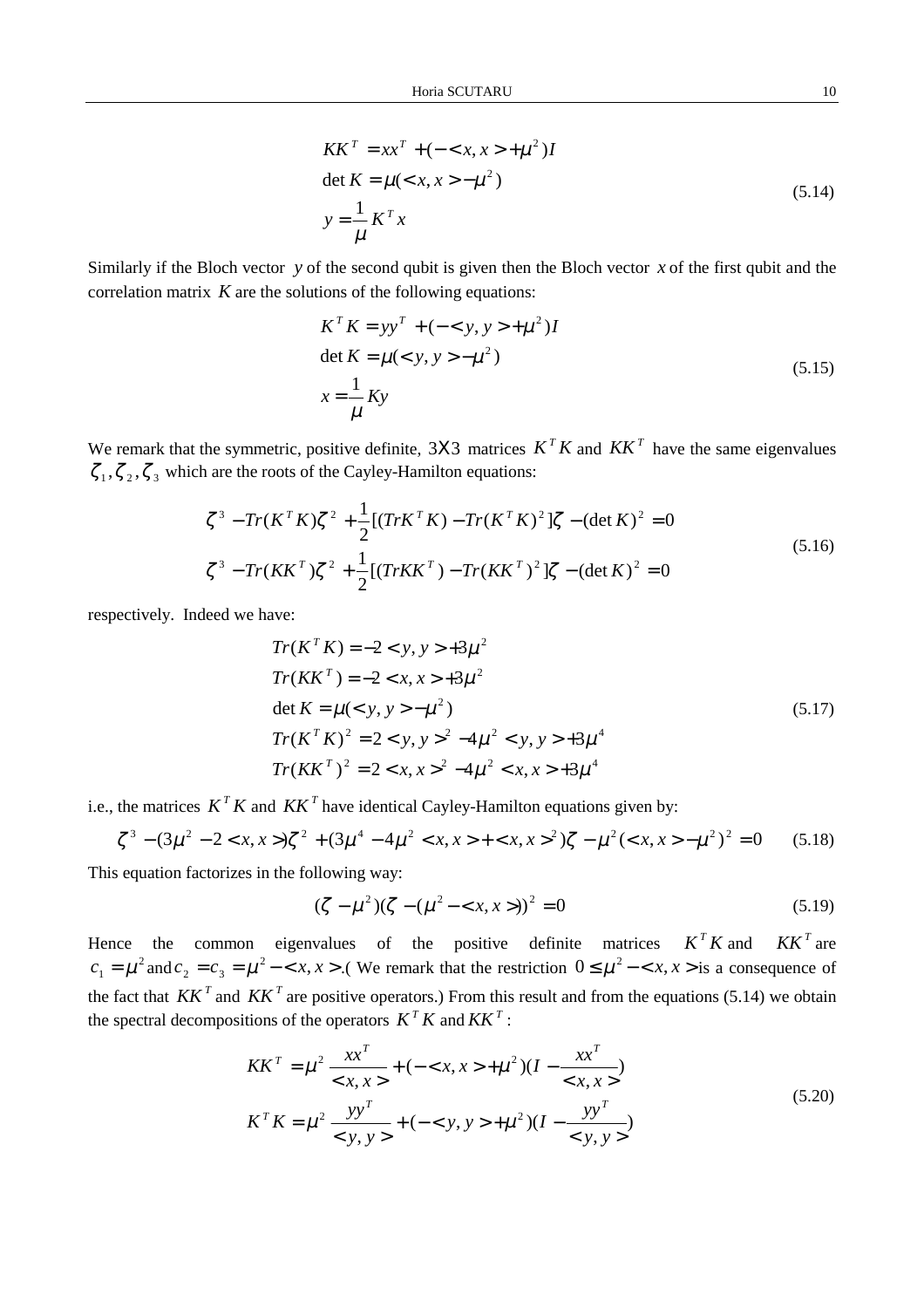$$
\begin{aligned}
&KK^T = xx^T + (-<x,x> + \mu^2)I \\
&\det K = \mu(<x,x> - \mu^2) \\
&y = \frac{1}{\mu} K^T x
\end{aligned}
\tag{5.14}
$$

Similarly if the Bloch vector $y$ of the second qubit is given then the Bloch vector $x$ of the first qubit and the correlation matrix $K$ are the solutions of the following equations:

$$
\begin{aligned}
&K^T K = yy^T + (-<y,y> + \mu^2)I \\
&\det K = \mu(<y,y> - \mu^2) \\
&x = \frac{1}{\mu} Ky
\end{aligned}
\tag{5.15}
$$

We remark that the symmetric, positive definite, $3 \times 3$ matrices $K^T K$ and $KK^T$ have the same eigenvalues $\zeta_1, \zeta_2, \zeta_3$ which are the roots of the Cayley-Hamilton equations:

$$
\begin{aligned}
&\zeta^3 - Tr(K^T K)\zeta^2 + \frac{1}{2}[(TrK^T K) - Tr(K^T K)^2]\zeta - (\det K)^2 = 0 \\
&\zeta^3 - Tr(KK^T)\zeta^2 + \frac{1}{2}[(TrKK^T) - Tr(KK^T)^2]\zeta - (\det K)^2 = 0
\end{aligned}
\tag{5.16}
$$

respectively. Indeed we have:

$$
\begin{aligned}
&Tr(K^T K) = -2 <y,y> + 3\mu^2 \\
&Tr(KK^T) = -2 <x,x> + 3\mu^2 \\
&\det K = \mu(<y,y> - \mu^2) \\
&Tr(K^T K)^2 = 2 <y,y>^2 - 4\mu^2 <y,y> + 3\mu^4 \\
&Tr(KK^T)^2 = 2 <x,x>^2 - 4\mu^2 <x,x> + 3\mu^4
\end{aligned}
\tag{5.17}
$$

i.e., the matrices $K^T K$ and $KK^T$ have identical Cayley-Hamilton equations given by:

$$
\zeta^3 - (3\mu^2 - 2 <x,x>)\zeta^2 + (3\mu^4 - 4\mu^2 <x,x> + <x,x>^2)\zeta - \mu^2(<x,x> - \mu^2)^2 = 0 \tag{5.18}
$$

This equation factorizes in the following way:

$$
(\zeta - \mu^2)(\zeta - (\mu^2 - <x,x>))^2 = 0 \tag{5.19}
$$

Hence the common eigenvalues of the positive definite matrices $K^T K$ and $KK^T$ are $c_1 = \mu^2$ and $c_2 = c_3 = \mu^2 - <x,x>$.( We remark that the restriction $0 \le \mu^2 - <x,x>$ is a consequence of the fact that $KK^T$ and $KK^T$ are positive operators.) From this result and from the equations (5.14) we obtain the spectral decompositions of the operators $K^T K$ and $KK^T$:

$$
\begin{aligned}
&KK^T = \mu^2 \frac{xx^T}{<x,x>} + (-<x,x> + \mu^2)(I - \frac{xx^T}{<x,x>}) \\
&K^T K = \mu^2 \frac{yy^T}{<y,y>} + (-<y,y> + \mu^2)(I - \frac{yy^T}{<y,y>})
\end{aligned}
\tag{5.20}
$$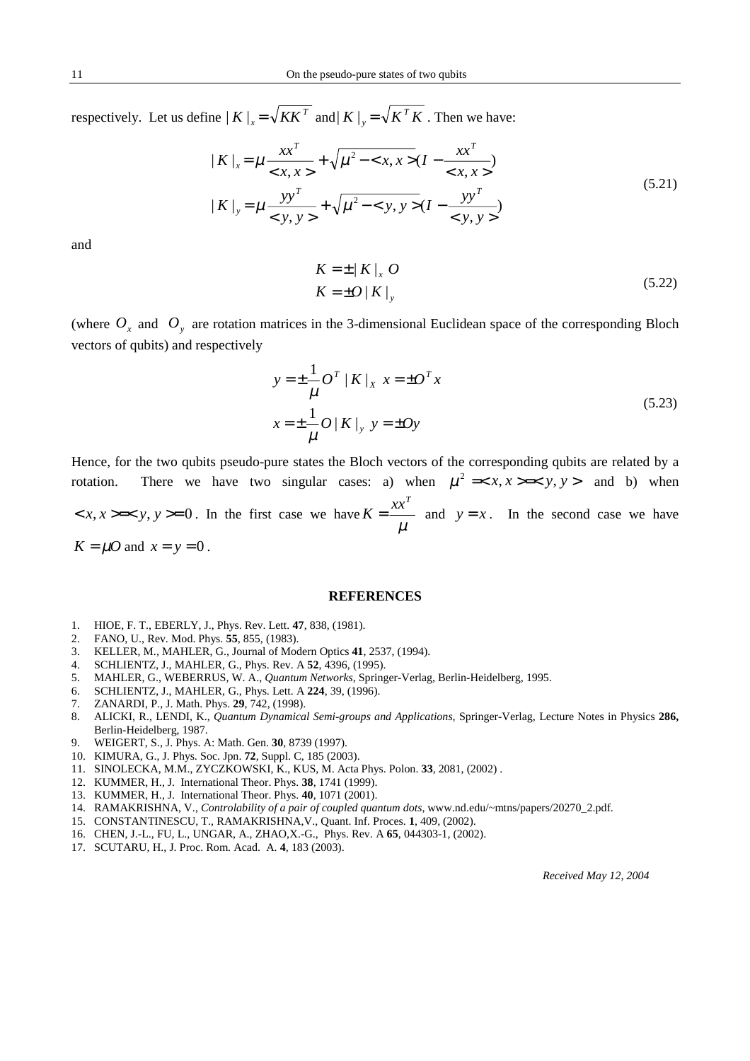respectively. Let us define $|K|_x = \sqrt{KK^T}$ and $|K|_y = \sqrt{K^T K}$. Then we have:

$$
\begin{aligned}
|K|_x &= \mu \frac{xx^T}{<x,x>} + \sqrt{\mu^2 - <x,x>}(I - \frac{xx^T}{<x,x>}) \\
|K|_y &= \mu \frac{yy^T}{<y,y>} + \sqrt{\mu^2 - <y,y>}(I - \frac{yy^T}{<y,y>})
\end{aligned}
\tag{5.21}
$$

and

$$
\begin{aligned}
K &= \pm |K|_x \, O \\
K &= \pm O \, |K|_y
\end{aligned}
\tag{5.22}
$$

(where $O_x$ and $O_y$ are rotation matrices in the 3-dimensional Euclidean space of the corresponding Bloch vectors of qubits) and respectively

$$
\begin{aligned}
y &= \pm \frac{1}{\mu} O^T \, |K|_X \; x = \pm O^T x \\
x &= \pm \frac{1}{\mu} O \, |K|_y \; y = \pm O y
\end{aligned}
\tag{5.23}
$$

Hence, for the two qubits pseudo-pure states the Bloch vectors of the corresponding qubits are related by a rotation. There we have two singular cases: a) when $\mu^2 = <x,x> = <y,y>$ and b) when $<x,x> = <y,y> = 0$. In the first case we have $K = \frac{xx^T}{\mu}$ and $y = x$. In the second case we have $K = \mu O$ and $x = y = 0$.

## REFERENCES

1. HIOE, F. T., EBERLY, J., Phys. Rev. Lett. **47**, 838, (1981).
2. FANO, U., Rev. Mod. Phys. **55**, 855, (1983).
3. KELLER, M., MAHLER, G., Journal of Modern Optics **41**, 2537, (1994).
4. SCHLIENTZ, J., MAHLER, G., Phys. Rev. A **52**, 4396, (1995).
5. MAHLER, G., WEBERRUS, W. A., *Quantum Networks*, Springer-Verlag, Berlin-Heidelberg, 1995.
6. SCHLIENTZ, J., MAHLER, G., Phys. Lett. A **224**, 39, (1996).
7. ZANARDI, P., J. Math. Phys. **29**, 742, (1998).
8. ALICKI, R., LENDI, K., *Quantum Dynamical Semi-groups and Applications*, Springer-Verlag, Lecture Notes in Physics **286,** Berlin-Heidelberg, 1987.
9. WEIGERT, S., J. Phys. A: Math. Gen. **30**, 8739 (1997).
10. KIMURA, G., J. Phys. Soc. Jpn. **72**, Suppl. C, 185 (2003).
11. SINOLECKA, M.M., ZYCZKOWSKI, K., KUS, M. Acta Phys. Polon. **33**, 2081, (2002) .
12. KUMMER, H., J. International Theor. Phys. **38**, 1741 (1999).
13. KUMMER, H., J. International Theor. Phys. **40**, 1071 (2001).
14. RAMAKRISHNA, V., *Controlability of a pair of coupled quantum dots*, www.nd.edu/~mtns/papers/20270_2.pdf.
15. CONSTANTINESCU, T., RAMAKRISHNA,V., Quant. Inf. Proces. **1**, 409, (2002).
16. CHEN, J.-L., FU, L., UNGAR, A., ZHAO,X.-G., Phys. Rev. A **65**, 044303-1, (2002).
17. SCUTARU, H., J. Proc. Rom. Acad. A. **4**, 183 (2003).

*Received May 12, 2004*